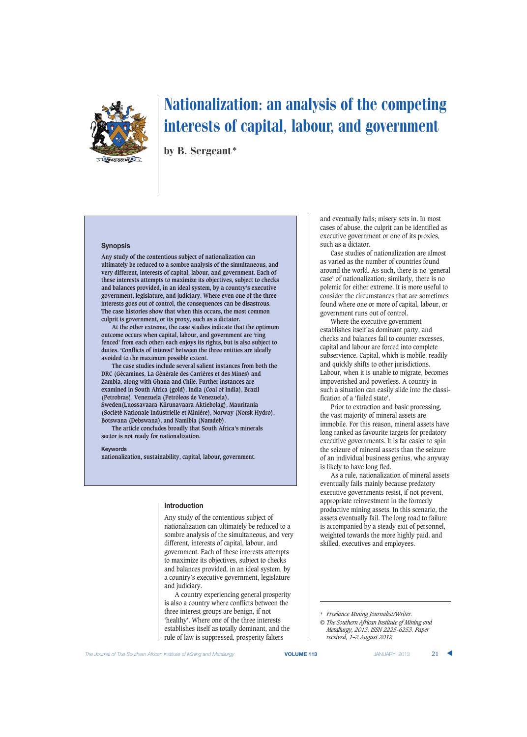# Nationalization: an analysis of the competing interests of capital, labour, and government

by B. Sergeant*

## Synopsis

**Any study of the contentious subject of nationalization can ultimately be reduced to a sombre analysis of the simultaneous, and very different, interests of capital, labour, and government. Each of these interests attempts to maximize its objectives, subject to checks and balances provided, in an ideal system, by a country's executive government, legislature, and judiciary. Where even one of the three interests goes out of control, the consequences can be disastrous. The case histories show that when this occurs, the most common culprit is government, or its proxy, such as a dictator.**

**At the other extreme, the case studies indicate that the optimum outcome occurs when capital, labour, and government are 'ring fenced' from each other: each enjoys its rights, but is also subject to duties. 'Conflicts of interest' between the three entities are ideally avoided to the maximum possible extent.**

**The case studies include several salient instances from both the DRC (Gécamines, La Générale des Carrières et des Mines) and Zambia, along with Ghana and Chile. Further instances are examined in South Africa (gold), India (Coal of India), Brazil (Petrobras), Venezuela (Petróleos de Venezuela), Sweden(Luossavaara-Kiirunavaara Aktiebolag), Mauritania (Société Nationale Industrielle et Minière), Norway (Norsk Hydro), Botswana (Debswana), and Namibia (Namdeb).**

**The article concludes broadly that South Africa's minerals sector is not ready for nationalization.**

### Keywords

**nationalization, sustainability, capital, labour, government.**

## Introduction

Any study of the contentious subject of nationalization can ultimately be reduced to a sombre analysis of the simultaneous, and very different, interests of capital, labour, and government. Each of these interests attempts to maximize its objectives, subject to checks and balances provided, in an ideal system, by a country's executive government, legislature and judiciary.

A country experiencing general prosperity is also a country where conflicts between the three interest groups are benign, if not 'healthy'. Where one of the three interests establishes itself as totally dominant, and the rule of law is suppressed, prosperity falters and eventually fails; misery sets in. In most cases of abuse, the culprit can be identified as executive government or one of its proxies, such as a dictator.

Case studies of nationalization are almost as varied as the number of countries found around the world. As such, there is no 'general case' of nationalization; similarly, there is no polemic for either extreme. It is more useful to consider the circumstances that are sometimes found where one or more of capital, labour, or government runs out of control.

Where the executive government establishes itself as dominant party, and checks and balances fail to counter excesses, capital and labour are forced into complete subservience. Capital, which is mobile, readily and quickly shifts to other jurisdictions. Labour, when it is unable to migrate, becomes impoverished and powerless. A country in such a situation can easily slide into the classification of a 'failed state'.

Prior to extraction and basic processing, the vast majority of mineral assets are immobile. For this reason, mineral assets have long ranked as favourite targets for predatory executive governments. It is far easier to spin the seizure of mineral assets than the seizure of an individual business genius, who anyway is likely to have long fled.

As a rule, nationalization of mineral assets eventually fails mainly because predatory executive governments resist, if not prevent, appropriate reinvestment in the formerly productive mining assets. In this scenario, the assets eventually fail. The long road to failure is accompanied by a steady exit of personnel, weighted towards the more highly paid, and skilled, executives and employees.

---

\* *Freelance Mining Journalist/Writer.*

© *The Southern African Institute of Mining and Metallurgy, 2013. ISSN 2225-6253. Paper received, 1–2 August 2012.*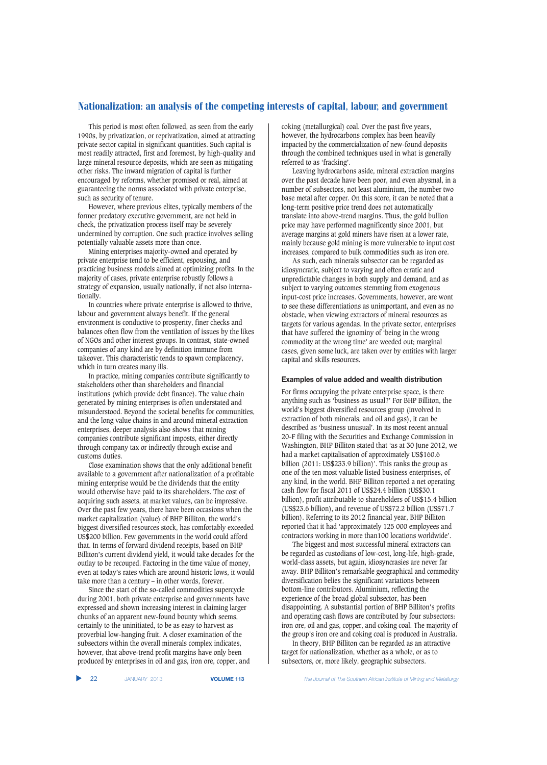This period is most often followed, as seen from the early 1990s, by privatization, or reprivatization, aimed at attracting private sector capital in significant quantities. Such capital is most readily attracted, first and foremost, by high-quality and large mineral resource deposits, which are seen as mitigating other risks. The inward migration of capital is further encouraged by reforms, whether promised or real, aimed at guaranteeing the norms associated with private enterprise, such as security of tenure.

However, where previous elites, typically members of the former predatory executive government, are not held in check, the privatization process itself may be severely undermined by corruption. One such practice involves selling potentially valuable assets more than once.

Mining enterprises majority-owned and operated by private enterprise tend to be efficient, espousing, and practicing business models aimed at optimizing profits. In the majority of cases, private enterprise robustly follows a strategy of expansion, usually nationally, if not also internationally.

In countries where private enterprise is allowed to thrive, labour and government always benefit. If the general environment is conductive to prosperity, finer checks and balances often flow from the ventilation of issues by the likes of NGOs and other interest groups. In contrast, state-owned companies of any kind are by definition immune from takeover. This characteristic tends to spawn complacency, which in turn creates many ills.

In practice, mining companies contribute significantly to stakeholders other than shareholders and financial institutions (which provide debt finance). The value chain generated by mining enterprises is often understated and misunderstood. Beyond the societal benefits for communities, and the long value chains in and around mineral extraction enterprises, deeper analysis also shows that mining companies contribute significant imposts, either directly through company tax or indirectly through excise and customs duties.

Close examination shows that the only additional benefit available to a government after nationalization of a profitable mining enterprise would be the dividends that the entity would otherwise have paid to its shareholders. The cost of acquiring such assets, at market values, can be impressive. Over the past few years, there have been occasions when the market capitalization (value) of BHP Billiton, the world's biggest diversified resources stock, has comfortably exceeded US$200 billion. Few governments in the world could afford that. In terms of forward dividend receipts, based on BHP Billiton's current dividend yield, it would take decades for the outlay to be recouped. Factoring in the time value of money, even at today's rates which are around historic lows, it would take more than a century – in other words, forever.

Since the start of the so-called commodities supercycle during 2001, both private enterprise and governments have expressed and shown increasing interest in claiming larger chunks of an apparent new-found bounty which seems, certainly to the uninitiated, to be as easy to harvest as proverbial low-hanging fruit. A closer examination of the subsectors within the overall minerals complex indicates, however, that above-trend profit margins have only been produced by enterprises in oil and gas, iron ore, copper, and coking (metallurgical) coal. Over the past five years, however, the hydrocarbons complex has been heavily impacted by the commercialization of new-found deposits through the combined techniques used in what is generally referred to as 'fracking'.

Leaving hydrocarbons aside, mineral extraction margins over the past decade have been poor, and even abysmal, in a number of subsectors, not least aluminium, the number two base metal after copper. On this score, it can be noted that a long-term positive price trend does not automatically translate into above-trend margins. Thus, the gold bullion price may have performed magnificently since 2001, but average margins at gold miners have risen at a lower rate, mainly because gold mining is more vulnerable to input cost increases, compared to bulk commodities such as iron ore.

As such, each minerals subsector can be regarded as idiosyncratic, subject to varying and often erratic and unpredictable changes in both supply and demand, and as subject to varying outcomes stemming from exogenous input-cost price increases. Governments, however, are wont to see these differentiations as unimportant, and even as no obstacle, when viewing extractors of mineral resources as targets for various agendas. In the private sector, enterprises that have suffered the ignominy of 'being in the wrong commodity at the wrong time' are weeded out; marginal cases, given some luck, are taken over by entities with larger capital and skills resources.

### Examples of value added and wealth distribution

For firms occupying the private enterprise space, is there anything such as 'business as usual?' For BHP Billiton, the world's biggest diversified resources group (involved in extraction of both minerals, and oil and gas), it can be described as 'business unusual'. In its most recent annual 20-F filing with the Securities and Exchange Commission in Washington, BHP Billiton stated that 'as at 30 June 2012, we had a market capitalisation of approximately US$160.6 billion (2011: US$233.9 billion)'. This ranks the group as one of the ten most valuable listed business enterprises, of any kind, in the world. BHP Billiton reported a net operating cash flow for fiscal 2011 of US$24.4 billion (US$30.1 billion), profit attributable to shareholders of US$15.4 billion (US$23.6 billion), and revenue of US$72.2 billion (US$71.7 billion). Referring to its 2012 financial year, BHP Billiton reported that it had 'approximately 125 000 employees and contractors working in more than100 locations worldwide'.

The biggest and most successful mineral extractors can be regarded as custodians of low-cost, long-life, high-grade, world-class assets, but again, idiosyncrasies are never far away. BHP Billiton's remarkable geographical and commodity diversification belies the significant variations between bottom-line contributors. Aluminium, reflecting the experience of the broad global subsector, has been disappointing. A substantial portion of BHP Billiton's profits and operating cash flows are contributed by four subsectors: iron ore, oil and gas, copper, and coking coal. The majority of the group's iron ore and coking coal is produced in Australia.

In theory, BHP Billiton can be regarded as an attractive target for nationalization, whether as a whole, or as to subsectors, or, more likely, geographic subsectors.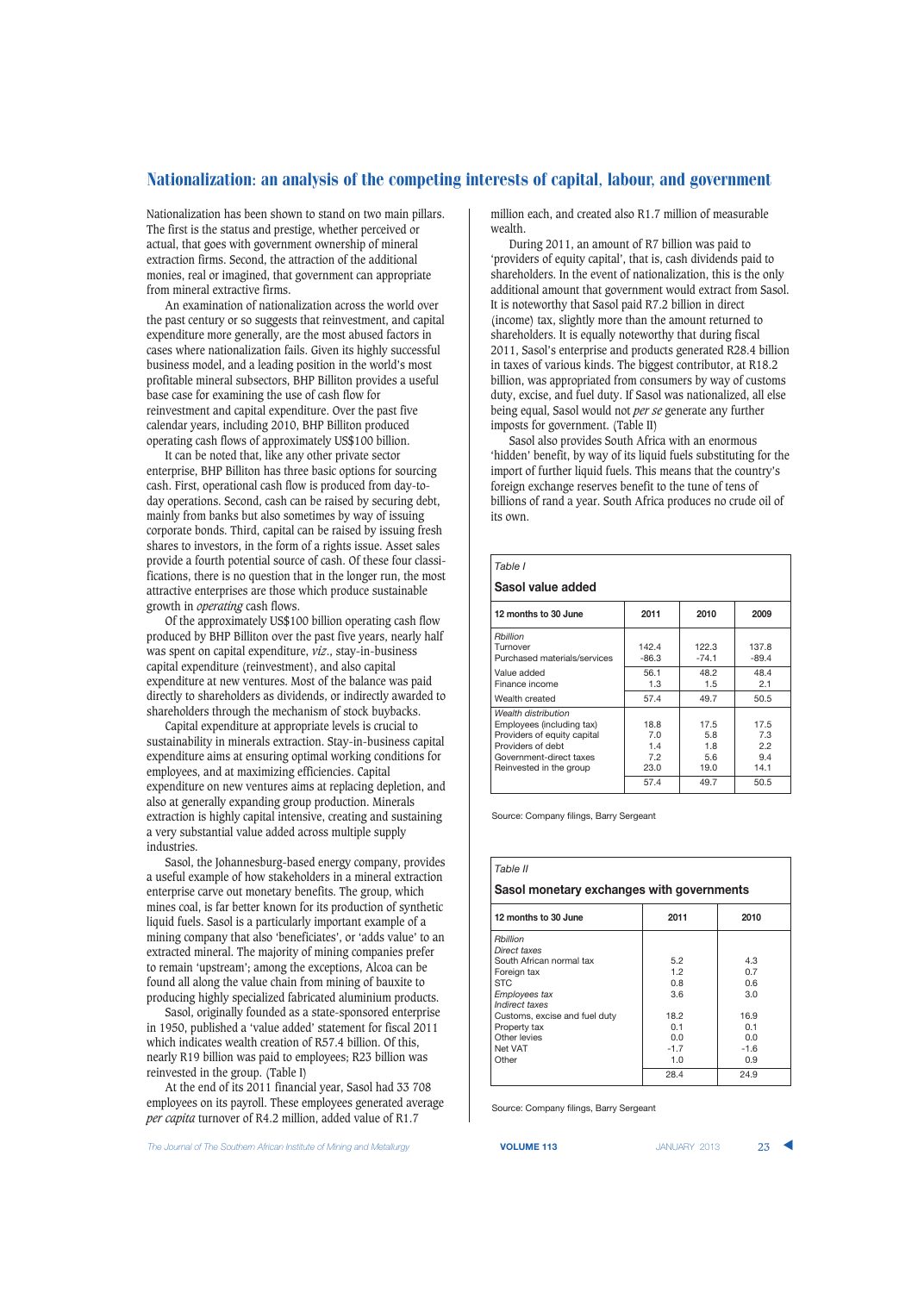Nationalization has been shown to stand on two main pillars. The first is the status and prestige, whether perceived or actual, that goes with government ownership of mineral extraction firms. Second, the attraction of the additional monies, real or imagined, that government can appropriate from mineral extractive firms.

An examination of nationalization across the world over the past century or so suggests that reinvestment, and capital expenditure more generally, are the most abused factors in cases where nationalization fails. Given its highly successful business model, and a leading position in the world's most profitable mineral subsectors, BHP Billiton provides a useful base case for examining the use of cash flow for reinvestment and capital expenditure. Over the past five calendar years, including 2010, BHP Billiton produced operating cash flows of approximately US$100 billion.

It can be noted that, like any other private sector enterprise, BHP Billiton has three basic options for sourcing cash. First, operational cash flow is produced from day-to-day operations. Second, cash can be raised by securing debt, mainly from banks but also sometimes by way of issuing corporate bonds. Third, capital can be raised by issuing fresh shares to investors, in the form of a rights issue. Asset sales provide a fourth potential source of cash. Of these four classifications, there is no question that in the longer run, the most attractive enterprises are those which produce sustainable growth in *operating* cash flows.

Of the approximately US$100 billion operating cash flow produced by BHP Billiton over the past five years, nearly half was spent on capital expenditure, *viz*., stay-in-business capital expenditure (reinvestment), and also capital expenditure at new ventures. Most of the balance was paid directly to shareholders as dividends, or indirectly awarded to shareholders through the mechanism of stock buybacks.

Capital expenditure at appropriate levels is crucial to sustainability in minerals extraction. Stay-in-business capital expenditure aims at ensuring optimal working conditions for employees, and at maximizing efficiencies. Capital expenditure on new ventures aims at replacing depletion, and also at generally expanding group production. Minerals extraction is highly capital intensive, creating and sustaining a very substantial value added across multiple supply industries.

Sasol, the Johannesburg-based energy company, provides a useful example of how stakeholders in a mineral extraction enterprise carve out monetary benefits. The group, which mines coal, is far better known for its production of synthetic liquid fuels. Sasol is a particularly important example of a mining company that also 'beneficiates', or 'adds value' to an extracted mineral. The majority of mining companies prefer to remain 'upstream'; among the exceptions, Alcoa can be found all along the value chain from mining of bauxite to producing highly specialized fabricated aluminium products.

Sasol, originally founded as a state-sponsored enterprise in 1950, published a 'value added' statement for fiscal 2011 which indicates wealth creation of R57.4 billion. Of this, nearly R19 billion was paid to employees; R23 billion was reinvested in the group. (Table I)

At the end of its 2011 financial year, Sasol had 33 708 employees on its payroll. These employees generated average *per capita* turnover of R4.2 million, added value of R1.7 million each, and created also R1.7 million of measurable wealth.

During 2011, an amount of R7 billion was paid to 'providers of equity capital', that is, cash dividends paid to shareholders. In the event of nationalization, this is the only additional amount that government would extract from Sasol. It is noteworthy that Sasol paid R7.2 billion in direct (income) tax, slightly more than the amount returned to shareholders. It is equally noteworthy that during fiscal 2011, Sasol's enterprise and products generated R28.4 billion in taxes of various kinds. The biggest contributor, at R18.2 billion, was appropriated from consumers by way of customs duty, excise, and fuel duty. If Sasol was nationalized, all else being equal, Sasol would not *per se* generate any further imposts for government. (Table II)

Sasol also provides South Africa with an enormous 'hidden' benefit, by way of its liquid fuels substituting for the import of further liquid fuels. This means that the country's foreign exchange reserves benefit to the tune of tens of billions of rand a year. South Africa produces no crude oil of its own.

*Table I*

**Sasol value added**

| 12 months to 30 June | 2011 | 2010 | 2009 |
|---|---|---|---|
| *Rbillion* | | | |
| Turnover | 142.4 | 122.3 | 137.8 |
| Purchased materials/services | -86.3 | -74.1 | -89.4 |
| Value added | 56.1 | 48.2 | 48.4 |
| Finance income | 1.3 | 1.5 | 2.1 |
| Wealth created | 57.4 | 49.7 | 50.5 |
| *Wealth distribution* | | | |
| Employees (including tax) | 18.8 | 17.5 | 17.5 |
| Providers of equity capital | 7.0 | 5.8 | 7.3 |
| Providers of debt | 1.4 | 1.8 | 2.2 |
| Government-direct taxes | 7.2 | 5.6 | 9.4 |
| Reinvested in the group | 23.0 | 19.0 | 14.1 |
| | 57.4 | 49.7 | 50.5 |

Source: Company filings, Barry Sergeant

*Table II*

**Sasol monetary exchanges with governments**

| 12 months to 30 June | 2011 | 2010 |
|---|---|---|
| *Rbillion* | | |
| *Direct taxes* | | |
| South African normal tax | 5.2 | 4.3 |
| Foreign tax | 1.2 | 0.7 |
| STC | 0.8 | 0.6 |
| *Employees tax* | 3.6 | 3.0 |
| *Indirect taxes* | | |
| Customs, excise and fuel duty | 18.2 | 16.9 |
| Property tax | 0.1 | 0.1 |
| Other levies | 0.0 | 0.0 |
| Net VAT | -1.7 | -1.6 |
| Other | 1.0 | 0.9 |
| | 28.4 | 24.9 |

Source: Company filings, Barry Sergeant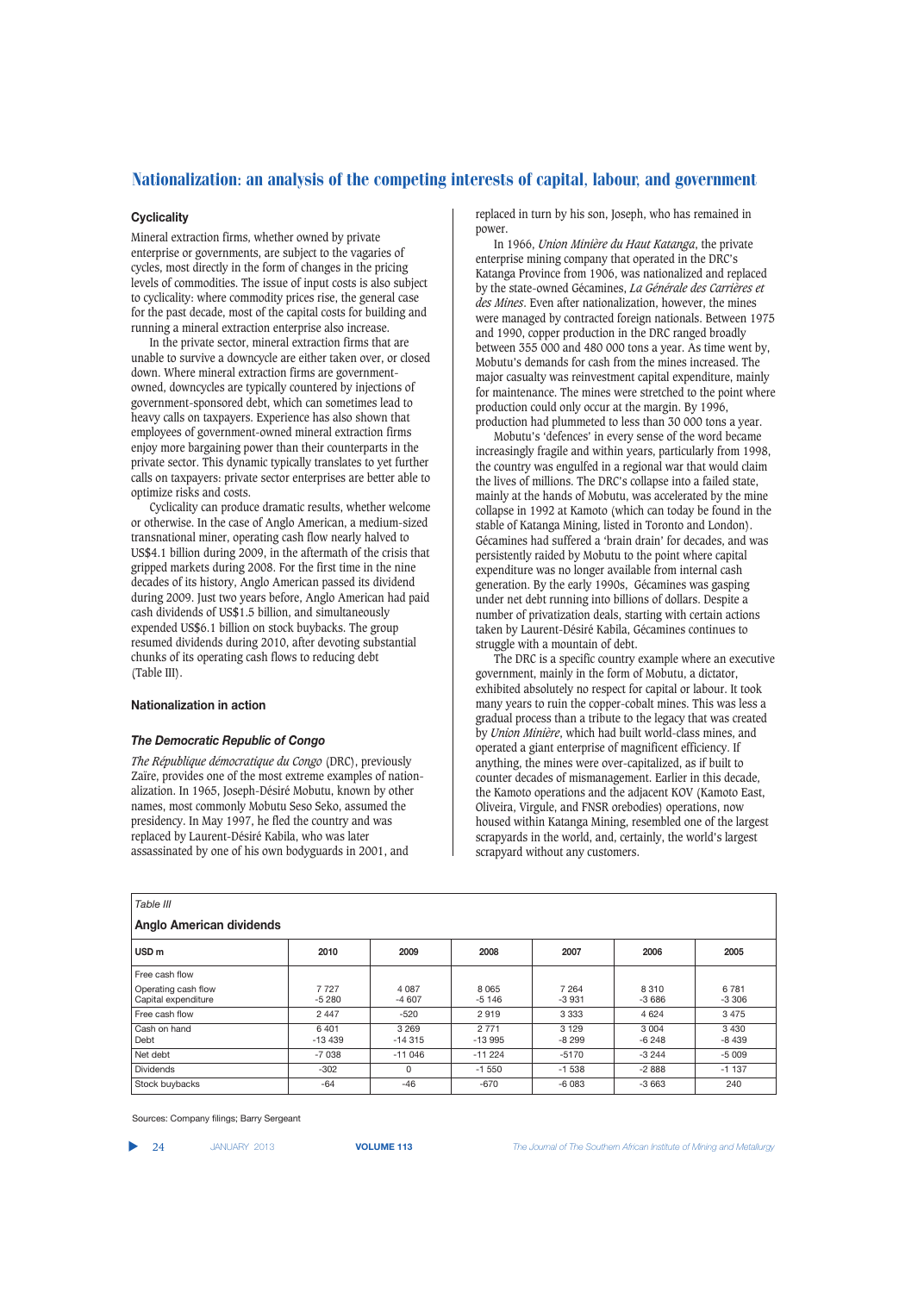### Cyclicality

Mineral extraction firms, whether owned by private enterprise or governments, are subject to the vagaries of cycles, most directly in the form of changes in the pricing levels of commodities. The issue of input costs is also subject to cyclicality: where commodity prices rise, the general case for the past decade, most of the capital costs for building and running a mineral extraction enterprise also increase.

In the private sector, mineral extraction firms that are unable to survive a downcycle are either taken over, or closed down. Where mineral extraction firms are government-owned, downcycles are typically countered by injections of government-sponsored debt, which can sometimes lead to heavy calls on taxpayers. Experience has also shown that employees of government-owned mineral extraction firms enjoy more bargaining power than their counterparts in the private sector. This dynamic typically translates to yet further calls on taxpayers: private sector enterprises are better able to optimize risks and costs.

Cyclicality can produce dramatic results, whether welcome or otherwise. In the case of Anglo American, a medium-sized transnational miner, operating cash flow nearly halved to US$4.1 billion during 2009, in the aftermath of the crisis that gripped markets during 2008. For the first time in the nine decades of its history, Anglo American passed its dividend during 2009. Just two years before, Anglo American had paid cash dividends of US$1.5 billion, and simultaneously expended US$6.1 billion on stock buybacks. The group resumed dividends during 2010, after devoting substantial chunks of its operating cash flows to reducing debt (Table III).

### Nationalization in action

#### *The Democratic Republic of Congo*

*The République démocratique du Congo* (DRC), previously Zaïre, provides one of the most extreme examples of nationalization. In 1965, Joseph-Désiré Mobutu, known by other names, most commonly Mobutu Seso Seko, assumed the presidency. In May 1997, he fled the country and was replaced by Laurent-Désiré Kabila, who was later assassinated by one of his own bodyguards in 2001, and replaced in turn by his son, Joseph, who has remained in power.

In 1966, *Union Minière du Haut Katanga*, the private enterprise mining company that operated in the DRC's Katanga Province from 1906, was nationalized and replaced by the state-owned Gécamines, *La Générale des Carrières et des Mines*. Even after nationalization, however, the mines were managed by contracted foreign nationals. Between 1975 and 1990, copper production in the DRC ranged broadly between 355 000 and 480 000 tons a year. As time went by, Mobutu's demands for cash from the mines increased. The major casualty was reinvestment capital expenditure, mainly for maintenance. The mines were stretched to the point where production could only occur at the margin. By 1996, production had plummeted to less than 30 000 tons a year.

Mobutu's 'defences' in every sense of the word became increasingly fragile and within years, particularly from 1998, the country was engulfed in a regional war that would claim the lives of millions. The DRC's collapse into a failed state, mainly at the hands of Mobutu, was accelerated by the mine collapse in 1992 at Kamoto (which can today be found in the stable of Katanga Mining, listed in Toronto and London). Gécamines had suffered a 'brain drain' for decades, and was persistently raided by Mobutu to the point where capital expenditure was no longer available from internal cash generation. By the early 1990s, Gécamines was gasping under net debt running into billions of dollars. Despite a number of privatization deals, starting with certain actions taken by Laurent-Désiré Kabila, Gécamines continues to struggle with a mountain of debt.

The DRC is a specific country example where an executive government, mainly in the form of Mobutu, a dictator, exhibited absolutely no respect for capital or labour. It took many years to ruin the copper-cobalt mines. This was less a gradual process than a tribute to the legacy that was created by *Union Minière*, which had built world-class mines, and operated a giant enterprise of magnificent efficiency. If anything, the mines were over-capitalized, as if built to counter decades of mismanagement. Earlier in this decade, the Kamoto operations and the adjacent KOV (Kamoto East, Oliveira, Virgule, and FNSR orebodies) operations, now housed within Katanga Mining, resembled one of the largest scrapyards in the world, and, certainly, the world's largest scrapyard without any customers.

*Table III*

**Anglo American dividends**

| USD m | 2010 | 2009 | 2008 | 2007 | 2006 | 2005 |
|---|---|---|---|---|---|---|
| Free cash flow | | | | | | |
| Operating cash flow | 7 727 | 4 087 | 8 065 | 7 264 | 8 310 | 6 781 |
| Capital expenditure | -5 280 | -4 607 | -5 146 | -3 931 | -3 686 | -3 306 |
| Free cash flow | 2 447 | -520 | 2 919 | 3 333 | 4 624 | 3 475 |
| Cash on hand | 6 401 | 3 269 | 2 771 | 3 129 | 3 004 | 3 430 |
| Debt | -13 439 | -14 315 | -13 995 | -8 299 | -6 248 | -8 439 |
| Net debt | -7 038 | -11 046 | -11 224 | -5170 | -3 244 | -5 009 |
| Dividends | -302 | 0 | -1 550 | -1 538 | -2 888 | -1 137 |
| Stock buybacks | -64 | -46 | -670 | -6 083 | -3 663 | 240 |

Sources: Company filings; Barry Sergeant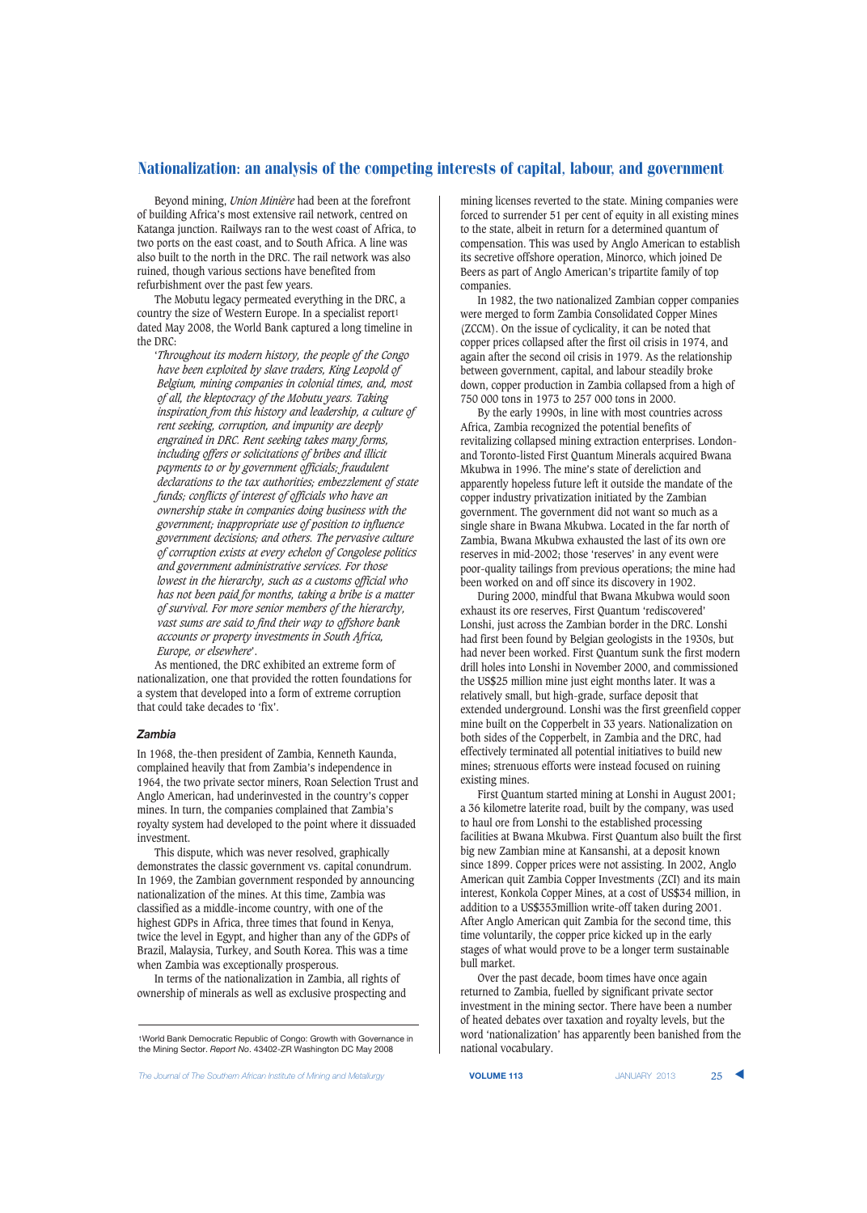Beyond mining, *Union Minière* had been at the forefront of building Africa's most extensive rail network, centred on Katanga junction. Railways ran to the west coast of Africa, to two ports on the east coast, and to South Africa. A line was also built to the north in the DRC. The rail network was also ruined, though various sections have benefited from refurbishment over the past few years.

The Mobutu legacy permeated everything in the DRC, a country the size of Western Europe. In a specialist report[1] dated May 2008, the World Bank captured a long timeline in the DRC:

'*Throughout its modern history, the people of the Congo have been exploited by slave traders, King Leopold of Belgium, mining companies in colonial times, and, most of all, the kleptocracy of the Mobutu years. Taking inspiration from this history and leadership, a culture of rent seeking, corruption, and impunity are deeply engrained in DRC. Rent seeking takes many forms, including offers or solicitations of bribes and illicit payments to or by government officials; fraudulent declarations to the tax authorities; embezzlement of state funds; conflicts of interest of officials who have an ownership stake in companies doing business with the government; inappropriate use of position to influence government decisions; and others. The pervasive culture of corruption exists at every echelon of Congolese politics and government administrative services. For those lowest in the hierarchy, such as a customs official who has not been paid for months, taking a bribe is a matter of survival. For more senior members of the hierarchy, vast sums are said to find their way to offshore bank accounts or property investments in South Africa, Europe, or elsewhere*'.

As mentioned, the DRC exhibited an extreme form of nationalization, one that provided the rotten foundations for a system that developed into a form of extreme corruption that could take decades to 'fix'.

### *Zambia*

In 1968, the-then president of Zambia, Kenneth Kaunda, complained heavily that from Zambia's independence in 1964, the two private sector miners, Roan Selection Trust and Anglo American, had underinvested in the country's copper mines. In turn, the companies complained that Zambia's royalty system had developed to the point where it dissuaded investment.

This dispute, which was never resolved, graphically demonstrates the classic government vs. capital conundrum. In 1969, the Zambian government responded by announcing nationalization of the mines. At this time, Zambia was classified as a middle-income country, with one of the highest GDPs in Africa, three times that found in Kenya, twice the level in Egypt, and higher than any of the GDPs of Brazil, Malaysia, Turkey, and South Korea. This was a time when Zambia was exceptionally prosperous.

In terms of the nationalization in Zambia, all rights of ownership of minerals as well as exclusive prospecting and mining licenses reverted to the state. Mining companies were forced to surrender 51 per cent of equity in all existing mines to the state, albeit in return for a determined quantum of compensation. This was used by Anglo American to establish its secretive offshore operation, Minorco, which joined De Beers as part of Anglo American's tripartite family of top companies.

In 1982, the two nationalized Zambian copper companies were merged to form Zambia Consolidated Copper Mines (ZCCM). On the issue of cyclicality, it can be noted that copper prices collapsed after the first oil crisis in 1974, and again after the second oil crisis in 1979. As the relationship between government, capital, and labour steadily broke down, copper production in Zambia collapsed from a high of 750 000 tons in 1973 to 257 000 tons in 2000.

By the early 1990s, in line with most countries across Africa, Zambia recognized the potential benefits of revitalizing collapsed mining extraction enterprises. London- and Toronto-listed First Quantum Minerals acquired Bwana Mkubwa in 1996. The mine's state of dereliction and apparently hopeless future left it outside the mandate of the copper industry privatization initiated by the Zambian government. The government did not want so much as a single share in Bwana Mkubwa. Located in the far north of Zambia, Bwana Mkubwa exhausted the last of its own ore reserves in mid-2002; those 'reserves' in any event were poor-quality tailings from previous operations; the mine had been worked on and off since its discovery in 1902.

During 2000, mindful that Bwana Mkubwa would soon exhaust its ore reserves, First Quantum 'rediscovered' Lonshi, just across the Zambian border in the DRC. Lonshi had first been found by Belgian geologists in the 1930s, but had never been worked. First Quantum sunk the first modern drill holes into Lonshi in November 2000, and commissioned the US$25 million mine just eight months later. It was a relatively small, but high-grade, surface deposit that extended underground. Lonshi was the first greenfield copper mine built on the Copperbelt in 33 years. Nationalization on both sides of the Copperbelt, in Zambia and the DRC, had effectively terminated all potential initiatives to build new mines; strenuous efforts were instead focused on ruining existing mines.

First Quantum started mining at Lonshi in August 2001; a 36 kilometre laterite road, built by the company, was used to haul ore from Lonshi to the established processing facilities at Bwana Mkubwa. First Quantum also built the first big new Zambian mine at Kansanshi, at a deposit known since 1899. Copper prices were not assisting. In 2002, Anglo American quit Zambia Copper Investments (ZCI) and its main interest, Konkola Copper Mines, at a cost of US$34 million, in addition to a US$353million write-off taken during 2001. After Anglo American quit Zambia for the second time, this time voluntarily, the copper price kicked up in the early stages of what would prove to be a longer term sustainable bull market.

Over the past decade, boom times have once again returned to Zambia, fuelled by significant private sector investment in the mining sector. There have been a number of heated debates over taxation and royalty levels, but the word 'nationalization' has apparently been banished from the national vocabulary.

---

[1]World Bank Democratic Republic of Congo: Growth with Governance in the Mining Sector. *Report No*. 43402-ZR Washington DC May 2008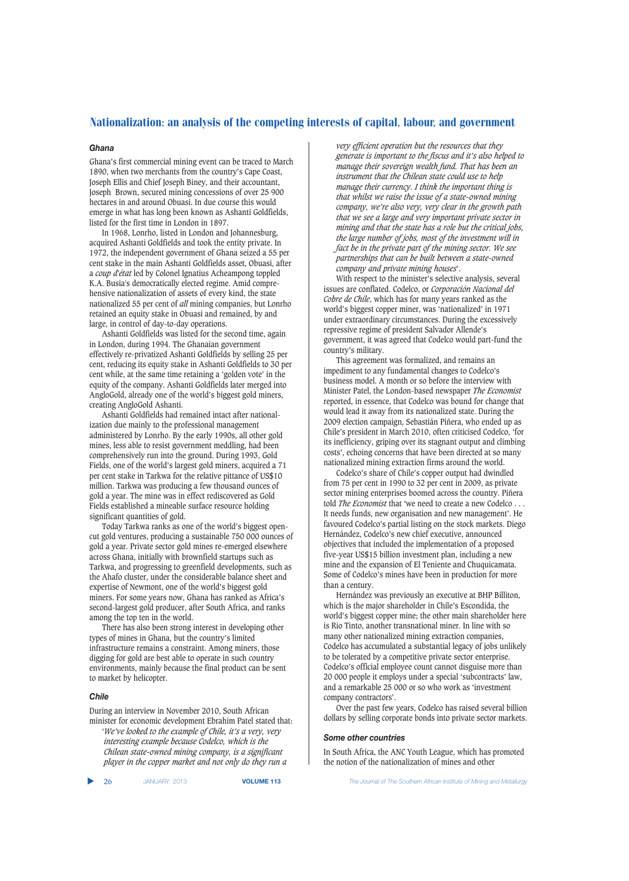### Ghana

Ghana's first commercial mining event can be traced to March 1890, when two merchants from the country's Cape Coast, Joseph Ellis and Chief Joseph Biney, and their accountant, Joseph Brown, secured mining concessions of over 25 900 hectares in and around Obuasi. In due course this would emerge in what has long been known as Ashanti Goldfields, listed for the first time in London in 1897.

In 1968, Lonrho, listed in London and Johannesburg, acquired Ashanti Goldfields and took the entity private. In 1972, the independent government of Ghana seized a 55 per cent stake in the main Ashanti Goldfields asset, Obuasi, after a *coup d'état* led by Colonel Ignatius Acheampong toppled K.A. Busia's democratically elected regime. Amid comprehensive nationalization of assets of every kind, the state nationalized 55 per cent of *all* mining companies, but Lonrho retained an equity stake in Obuasi and remained, by and large, in control of day-to-day operations.

Ashanti Goldfields was listed for the second time, again in London, during 1994. The Ghanaian government effectively re-privatized Ashanti Goldfields by selling 25 per cent, reducing its equity stake in Ashanti Goldfields to 30 per cent while, at the same time retaining a 'golden vote' in the equity of the company. Ashanti Goldfields later merged into AngloGold, already one of the world's biggest gold miners, creating AngloGold Ashanti.

Ashanti Goldfields had remained intact after nationalization due mainly to the professional management administered by Lonrho. By the early 1990s, all other gold mines, less able to resist government meddling, had been comprehensively run into the ground. During 1993, Gold Fields, one of the world's largest gold miners, acquired a 71 per cent stake in Tarkwa for the relative pittance of US$10 million. Tarkwa was producing a few thousand ounces of gold a year. The mine was in effect rediscovered as Gold Fields established a mineable surface resource holding significant quantities of gold.

Today Tarkwa ranks as one of the world's biggest open-cut gold ventures, producing a sustainable 750 000 ounces of gold a year. Private sector gold mines re-emerged elsewhere across Ghana, initially with brownfield startups such as Tarkwa, and progressing to greenfield developments, such as the Ahafo cluster, under the considerable balance sheet and expertise of Newmont, one of the world's biggest gold miners. For some years now, Ghana has ranked as Africa's second-largest gold producer, after South Africa, and ranks among the top ten in the world.

There has also been strong interest in developing other types of mines in Ghana, but the country's limited infrastructure remains a constraint. Among miners, those digging for gold are best able to operate in such country environments, mainly because the final product can be sent to market by helicopter.

### Chile

During an interview in November 2010, South African minister for economic development Ebrahim Patel stated that:

'*We've looked to the example of Chile, it's a very, very interesting example because Codelco, which is the Chilean state-owned mining company, is a significant player in the copper market and not only do they run a very efficient operation but the resources that they generate is important to the fiscus and it's also helped to manage their sovereign wealth fund. That has been an instrument that the Chilean state could use to help manage their currency. I think the important thing is that whilst we raise the issue of a state-owned mining company, we're also very, very clear in the growth path that we see a large and very important private sector in mining and that the state has a role but the critical jobs, the large number of jobs, most of the investment will in fact be in the private part of the mining sector. We see partnerships that can be built between a state-owned company and private mining houses*'.

With respect to the minister's selective analysis, several issues are conflated. Codelco, or *Corporación Nacional del Cobre de Chile*, which has for many years ranked as the world's biggest copper miner, was 'nationalized' in 1971 under extraordinary circumstances. During the excessively repressive regime of president Salvador Allende's government, it was agreed that Codelco would part-fund the country's military.

This agreement was formalized, and remains an impediment to any fundamental changes to Codelco's business model. A month or so before the interview with Minister Patel, the London-based newspaper *The Economist* reported, in essence, that Codelco was bound for change that would lead it away from its nationalized state. During the 2009 election campaign, Sebastián Piñera, who ended up as Chile's president in March 2010, often criticised Codelco, 'for its inefficiency, griping over its stagnant output and climbing costs', echoing concerns that have been directed at so many nationalized mining extraction firms around the world.

Codelco's share of Chile's copper output had dwindled from 75 per cent in 1990 to 32 per cent in 2009, as private sector mining enterprises boomed across the country. Piñera told *The Economist* that 'we need to create a new Codelco . . . It needs funds, new organisation and new management'. He favoured Codelco's partial listing on the stock markets. Diego Hernández, Codelco's new chief executive, announced objectives that included the implementation of a proposed five-year US$15 billion investment plan, including a new mine and the expansion of El Teniente and Chuquicamata. Some of Codelco's mines have been in production for more than a century.

Hernández was previously an executive at BHP Billiton, which is the major shareholder in Chile's Escondida, the world's biggest copper mine; the other main shareholder here is Rio Tinto, another transnational miner. In line with so many other nationalized mining extraction companies, Codelco has accumulated a substantial legacy of jobs unlikely to be tolerated by a competitive private sector enterprise. Codelco's official employee count cannot disguise more than 20 000 people it employs under a special 'subcontracts' law, and a remarkable 25 000 or so who work as 'investment company contractors'.

Over the past few years, Codelco has raised several billion dollars by selling corporate bonds into private sector markets.

### Some other countries

In South Africa, the ANC Youth League, which has promoted the notion of the nationalization of mines and other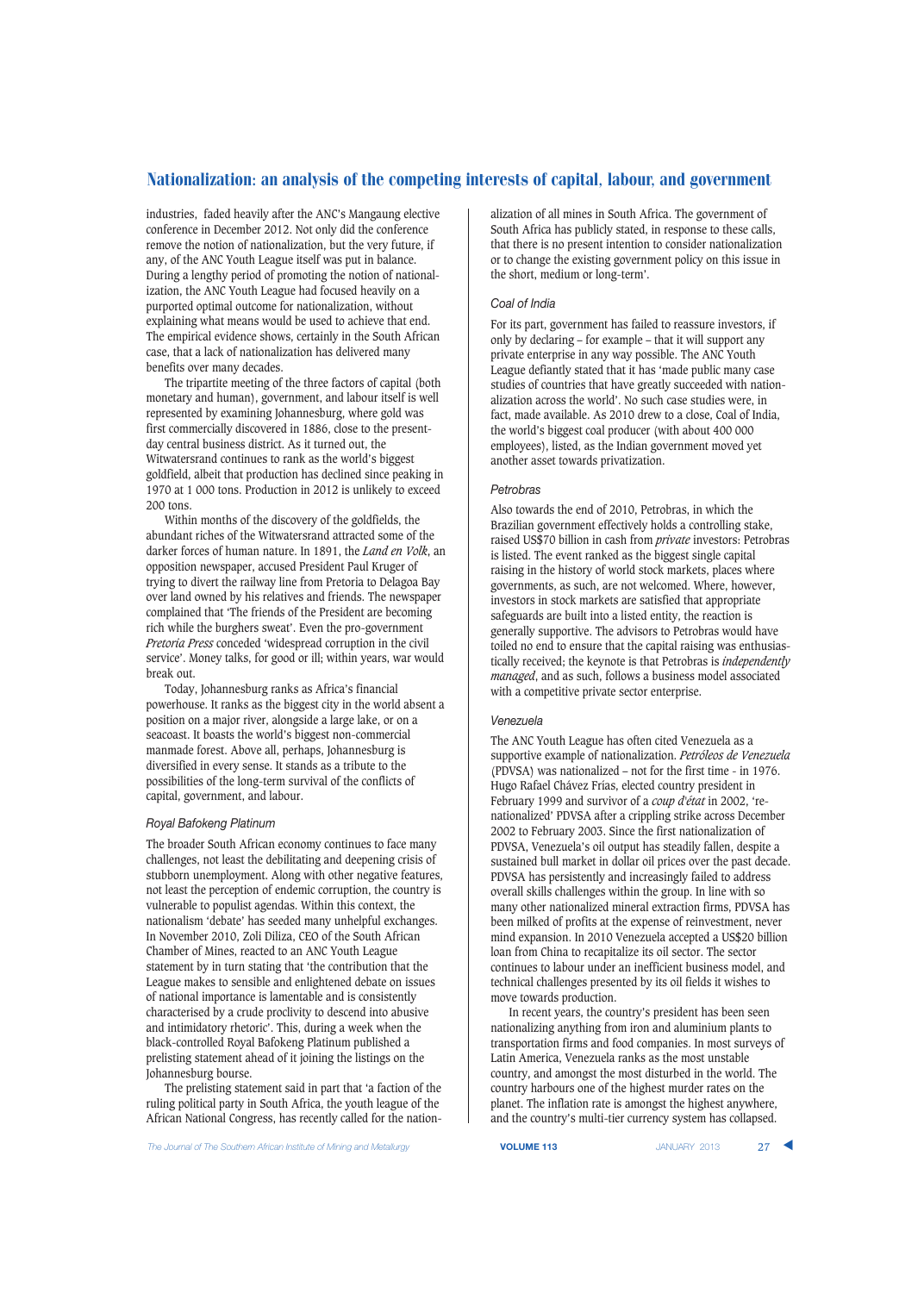industries, faded heavily after the ANC's Mangaung elective conference in December 2012. Not only did the conference remove the notion of nationalization, but the very future, if any, of the ANC Youth League itself was put in balance. During a lengthy period of promoting the notion of nationalization, the ANC Youth League had focused heavily on a purported optimal outcome for nationalization, without explaining what means would be used to achieve that end. The empirical evidence shows, certainly in the South African case, that a lack of nationalization has delivered many benefits over many decades.

The tripartite meeting of the three factors of capital (both monetary and human), government, and labour itself is well represented by examining Johannesburg, where gold was first commercially discovered in 1886, close to the present-day central business district. As it turned out, the Witwatersrand continues to rank as the world's biggest goldfield, albeit that production has declined since peaking in 1970 at 1 000 tons. Production in 2012 is unlikely to exceed 200 tons.

Within months of the discovery of the goldfields, the abundant riches of the Witwatersrand attracted some of the darker forces of human nature. In 1891, the *Land en Volk*, an opposition newspaper, accused President Paul Kruger of trying to divert the railway line from Pretoria to Delagoa Bay over land owned by his relatives and friends. The newspaper complained that 'The friends of the President are becoming rich while the burghers sweat'. Even the pro-government *Pretoria Press* conceded 'widespread corruption in the civil service'. Money talks, for good or ill; within years, war would break out.

Today, Johannesburg ranks as Africa's financial powerhouse. It ranks as the biggest city in the world absent a position on a major river, alongside a large lake, or on a seacoast. It boasts the world's biggest non-commercial manmade forest. Above all, perhaps, Johannesburg is diversified in every sense. It stands as a tribute to the possibilities of the long-term survival of the conflicts of capital, government, and labour.

### Royal Bafokeng Platinum

The broader South African economy continues to face many challenges, not least the debilitating and deepening crisis of stubborn unemployment. Along with other negative features, not least the perception of endemic corruption, the country is vulnerable to populist agendas. Within this context, the nationalism 'debate' has seeded many unhelpful exchanges. In November 2010, Zoli Diliza, CEO of the South African Chamber of Mines, reacted to an ANC Youth League statement by in turn stating that 'the contribution that the League makes to sensible and enlightened debate on issues of national importance is lamentable and is consistently characterised by a crude proclivity to descend into abusive and intimidatory rhetoric'. This, during a week when the black-controlled Royal Bafokeng Platinum published a prelisting statement ahead of it joining the listings on the Johannesburg bourse.

The prelisting statement said in part that 'a faction of the ruling political party in South Africa, the youth league of the African National Congress, has recently called for the nationalization of all mines in South Africa. The government of South Africa has publicly stated, in response to these calls, that there is no present intention to consider nationalization or to change the existing government policy on this issue in the short, medium or long-term'.

### Coal of India

For its part, government has failed to reassure investors, if only by declaring – for example – that it will support any private enterprise in any way possible. The ANC Youth League defiantly stated that it has 'made public many case studies of countries that have greatly succeeded with nationalization across the world'. No such case studies were, in fact, made available. As 2010 drew to a close, Coal of India, the world's biggest coal producer (with about 400 000 employees), listed, as the Indian government moved yet another asset towards privatization.

### Petrobras

Also towards the end of 2010, Petrobras, in which the Brazilian government effectively holds a controlling stake, raised US$70 billion in cash from *private* investors: Petrobras is listed. The event ranked as the biggest single capital raising in the history of world stock markets, places where governments, as such, are not welcomed. Where, however, investors in stock markets are satisfied that appropriate safeguards are built into a listed entity, the reaction is generally supportive. The advisors to Petrobras would have toiled no end to ensure that the capital raising was enthusiastically received; the keynote is that Petrobras is *independently managed*, and as such, follows a business model associated with a competitive private sector enterprise.

### Venezuela

The ANC Youth League has often cited Venezuela as a supportive example of nationalization. *Petróleos de Venezuela* (PDVSA) was nationalized – not for the first time - in 1976. Hugo Rafael Chávez Frías, elected country president in February 1999 and survivor of a *coup d'état* in 2002, 're-nationalized' PDVSA after a crippling strike across December 2002 to February 2003. Since the first nationalization of PDVSA, Venezuela's oil output has steadily fallen, despite a sustained bull market in dollar oil prices over the past decade. PDVSA has persistently and increasingly failed to address overall skills challenges within the group. In line with so many other nationalized mineral extraction firms, PDVSA has been milked of profits at the expense of reinvestment, never mind expansion. In 2010 Venezuela accepted a US$20 billion loan from China to recapitalize its oil sector. The sector continues to labour under an inefficient business model, and technical challenges presented by its oil fields it wishes to move towards production.

In recent years, the country's president has been seen nationalizing anything from iron and aluminium plants to transportation firms and food companies. In most surveys of Latin America, Venezuela ranks as the most unstable country, and amongst the most disturbed in the world. The country harbours one of the highest murder rates on the planet. The inflation rate is amongst the highest anywhere, and the country's multi-tier currency system has collapsed.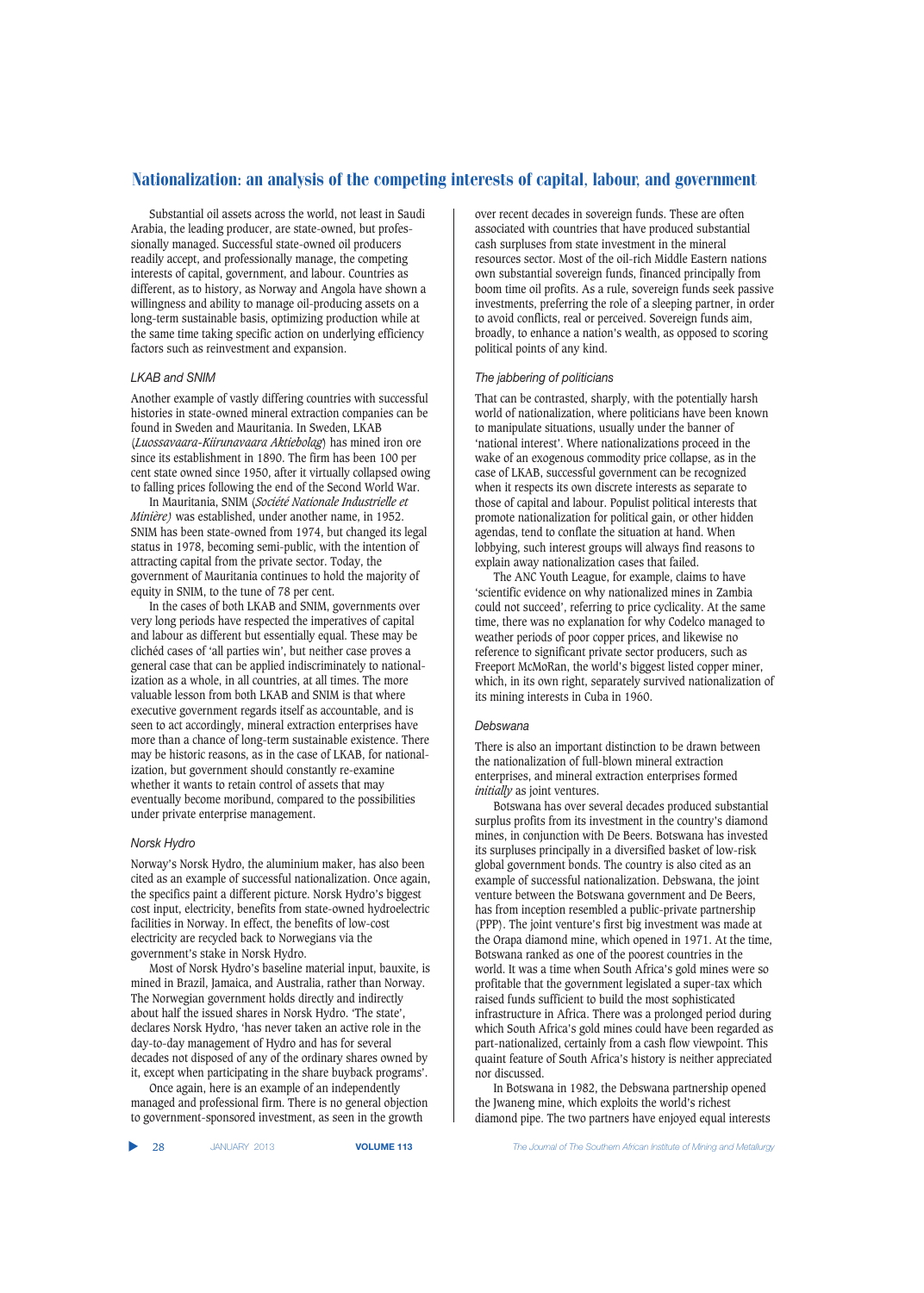Substantial oil assets across the world, not least in Saudi Arabia, the leading producer, are state-owned, but professionally managed. Successful state-owned oil producers readily accept, and professionally manage, the competing interests of capital, government, and labour. Countries as different, as to history, as Norway and Angola have shown a willingness and ability to manage oil-producing assets on a long-term sustainable basis, optimizing production while at the same time taking specific action on underlying efficiency factors such as reinvestment and expansion.

### LKAB and SNIM

Another example of vastly differing countries with successful histories in state-owned mineral extraction companies can be found in Sweden and Mauritania. In Sweden, LKAB (*Luossavaara-Kiirunavaara Aktiebolag*) has mined iron ore since its establishment in 1890. The firm has been 100 per cent state owned since 1950, after it virtually collapsed owing to falling prices following the end of the Second World War.

In Mauritania, SNIM (*Société Nationale Industrielle et Minière)* was established, under another name, in 1952. SNIM has been state-owned from 1974, but changed its legal status in 1978, becoming semi-public, with the intention of attracting capital from the private sector. Today, the government of Mauritania continues to hold the majority of equity in SNIM, to the tune of 78 per cent.

In the cases of both LKAB and SNIM, governments over very long periods have respected the imperatives of capital and labour as different but essentially equal. These may be clichéd cases of 'all parties win', but neither case proves a general case that can be applied indiscriminately to nationalization as a whole, in all countries, at all times. The more valuable lesson from both LKAB and SNIM is that where executive government regards itself as accountable, and is seen to act accordingly, mineral extraction enterprises have more than a chance of long-term sustainable existence. There may be historic reasons, as in the case of LKAB, for nationalization, but government should constantly re-examine whether it wants to retain control of assets that may eventually become moribund, compared to the possibilities under private enterprise management.

### Norsk Hydro

Norway's Norsk Hydro, the aluminium maker, has also been cited as an example of successful nationalization. Once again, the specifics paint a different picture. Norsk Hydro's biggest cost input, electricity, benefits from state-owned hydroelectric facilities in Norway. In effect, the benefits of low-cost electricity are recycled back to Norwegians via the government's stake in Norsk Hydro.

Most of Norsk Hydro's baseline material input, bauxite, is mined in Brazil, Jamaica, and Australia, rather than Norway. The Norwegian government holds directly and indirectly about half the issued shares in Norsk Hydro. 'The state', declares Norsk Hydro, 'has never taken an active role in the day-to-day management of Hydro and has for several decades not disposed of any of the ordinary shares owned by it, except when participating in the share buyback programs'.

Once again, here is an example of an independently managed and professional firm. There is no general objection to government-sponsored investment, as seen in the growth over recent decades in sovereign funds. These are often associated with countries that have produced substantial cash surpluses from state investment in the mineral resources sector. Most of the oil-rich Middle Eastern nations own substantial sovereign funds, financed principally from boom time oil profits. As a rule, sovereign funds seek passive investments, preferring the role of a sleeping partner, in order to avoid conflicts, real or perceived. Sovereign funds aim, broadly, to enhance a nation's wealth, as opposed to scoring political points of any kind.

### The jabbering of politicians

That can be contrasted, sharply, with the potentially harsh world of nationalization, where politicians have been known to manipulate situations, usually under the banner of 'national interest'. Where nationalizations proceed in the wake of an exogenous commodity price collapse, as in the case of LKAB, successful government can be recognized when it respects its own discrete interests as separate to those of capital and labour. Populist political interests that promote nationalization for political gain, or other hidden agendas, tend to conflate the situation at hand. When lobbying, such interest groups will always find reasons to explain away nationalization cases that failed.

The ANC Youth League, for example, claims to have 'scientific evidence on why nationalized mines in Zambia could not succeed', referring to price cyclicality. At the same time, there was no explanation for why Codelco managed to weather periods of poor copper prices, and likewise no reference to significant private sector producers, such as Freeport McMoRan, the world's biggest listed copper miner, which, in its own right, separately survived nationalization of its mining interests in Cuba in 1960.

### Debswana

There is also an important distinction to be drawn between the nationalization of full-blown mineral extraction enterprises, and mineral extraction enterprises formed *initially* as joint ventures.

Botswana has over several decades produced substantial surplus profits from its investment in the country's diamond mines, in conjunction with De Beers. Botswana has invested its surpluses principally in a diversified basket of low-risk global government bonds. The country is also cited as an example of successful nationalization. Debswana, the joint venture between the Botswana government and De Beers, has from inception resembled a public-private partnership (PPP). The joint venture's first big investment was made at the Orapa diamond mine, which opened in 1971. At the time, Botswana ranked as one of the poorest countries in the world. It was a time when South Africa's gold mines were so profitable that the government legislated a super-tax which raised funds sufficient to build the most sophisticated infrastructure in Africa. There was a prolonged period during which South Africa's gold mines could have been regarded as part-nationalized, certainly from a cash flow viewpoint. This quaint feature of South Africa's history is neither appreciated nor discussed.

In Botswana in 1982, the Debswana partnership opened the Jwaneng mine, which exploits the world's richest diamond pipe. The two partners have enjoyed equal interests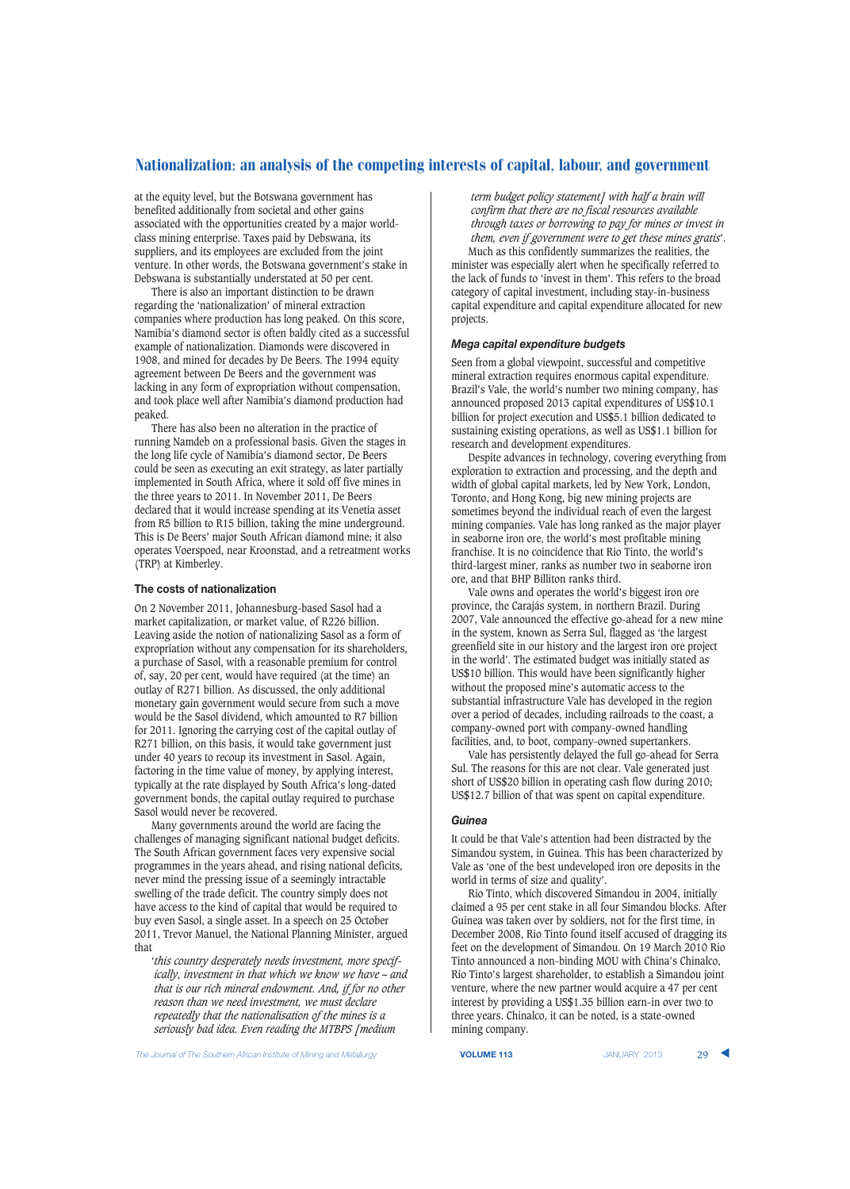at the equity level, but the Botswana government has benefited additionally from societal and other gains associated with the opportunities created by a major world-class mining enterprise. Taxes paid by Debswana, its suppliers, and its employees are excluded from the joint venture. In other words, the Botswana government's stake in Debswana is substantially understated at 50 per cent.

There is also an important distinction to be drawn regarding the 'nationalization' of mineral extraction companies where production has long peaked. On this score, Namibia's diamond sector is often baldly cited as a successful example of nationalization. Diamonds were discovered in 1908, and mined for decades by De Beers. The 1994 equity agreement between De Beers and the government was lacking in any form of expropriation without compensation, and took place well after Namibia's diamond production had peaked.

There has also been no alteration in the practice of running Namdeb on a professional basis. Given the stages in the long life cycle of Namibia's diamond sector, De Beers could be seen as executing an exit strategy, as later partially implemented in South Africa, where it sold off five mines in the three years to 2011. In November 2011, De Beers declared that it would increase spending at its Venetia asset from R5 billion to R15 billion, taking the mine underground. This is De Beers' major South African diamond mine; it also operates Voerspoed, near Kroonstad, and a retreatment works (TRP) at Kimberley.

### The costs of nationalization

On 2 November 2011, Johannesburg-based Sasol had a market capitalization, or market value, of R226 billion. Leaving aside the notion of nationalizing Sasol as a form of expropriation without any compensation for its shareholders, a purchase of Sasol, with a reasonable premium for control of, say, 20 per cent, would have required (at the time) an outlay of R271 billion. As discussed, the only additional monetary gain government would secure from such a move would be the Sasol dividend, which amounted to R7 billion for 2011. Ignoring the carrying cost of the capital outlay of R271 billion, on this basis, it would take government just under 40 years to recoup its investment in Sasol. Again, factoring in the time value of money, by applying interest, typically at the rate displayed by South Africa's long-dated government bonds, the capital outlay required to purchase Sasol would never be recovered.

Many governments around the world are facing the challenges of managing significant national budget deficits. The South African government faces very expensive social programmes in the years ahead, and rising national deficits, never mind the pressing issue of a seemingly intractable swelling of the trade deficit. The country simply does not have access to the kind of capital that would be required to buy even Sasol, a single asset. In a speech on 25 October 2011, Trevor Manuel, the National Planning Minister, argued that

> '*this country desperately needs investment, more specifically, investment in that which we know we have – and that is our rich mineral endowment. And, if for no other reason than we need investment, we must declare repeatedly that the nationalisation of the mines is a seriously bad idea. Even reading the MTBPS [medium term budget policy statement] with half a brain will confirm that there are no fiscal resources available through taxes or borrowing to pay for mines or invest in them, even if government were to get these mines gratis*'.

Much as this confidently summarizes the realities, the minister was especially alert when he specifically referred to the lack of funds to 'invest in them'. This refers to the broad category of capital investment, including stay-in-business capital expenditure and capital expenditure allocated for new projects.

#### *Mega capital expenditure budgets*

Seen from a global viewpoint, successful and competitive mineral extraction requires enormous capital expenditure. Brazil's Vale, the world's number two mining company, has announced proposed 2013 capital expenditures of US$10.1 billion for project execution and US$5.1 billion dedicated to sustaining existing operations, as well as US$1.1 billion for research and development expenditures.

Despite advances in technology, covering everything from exploration to extraction and processing, and the depth and width of global capital markets, led by New York, London, Toronto, and Hong Kong, big new mining projects are sometimes beyond the individual reach of even the largest mining companies. Vale has long ranked as the major player in seaborne iron ore, the world's most profitable mining franchise. It is no coincidence that Rio Tinto, the world's third-largest miner, ranks as number two in seaborne iron ore, and that BHP Billiton ranks third.

Vale owns and operates the world's biggest iron ore province, the Carajás system, in northern Brazil. During 2007, Vale announced the effective go-ahead for a new mine in the system, known as Serra Sul, flagged as 'the largest greenfield site in our history and the largest iron ore project in the world'. The estimated budget was initially stated as US$10 billion. This would have been significantly higher without the proposed mine's automatic access to the substantial infrastructure Vale has developed in the region over a period of decades, including railroads to the coast, a company-owned port with company-owned handling facilities, and, to boot, company-owned supertankers.

Vale has persistently delayed the full go-ahead for Serra Sul. The reasons for this are not clear. Vale generated just short of US$20 billion in operating cash flow during 2010; US$12.7 billion of that was spent on capital expenditure.

#### *Guinea*

It could be that Vale's attention had been distracted by the Simandou system, in Guinea. This has been characterized by Vale as 'one of the best undeveloped iron ore deposits in the world in terms of size and quality'.

Rio Tinto, which discovered Simandou in 2004, initially claimed a 95 per cent stake in all four Simandou blocks. After Guinea was taken over by soldiers, not for the first time, in December 2008, Rio Tinto found itself accused of dragging its feet on the development of Simandou. On 19 March 2010 Rio Tinto announced a non-binding MOU with China's Chinalco, Rio Tinto's largest shareholder, to establish a Simandou joint venture, where the new partner would acquire a 47 per cent interest by providing a US$1.35 billion earn-in over two to three years. Chinalco, it can be noted, is a state-owned mining company.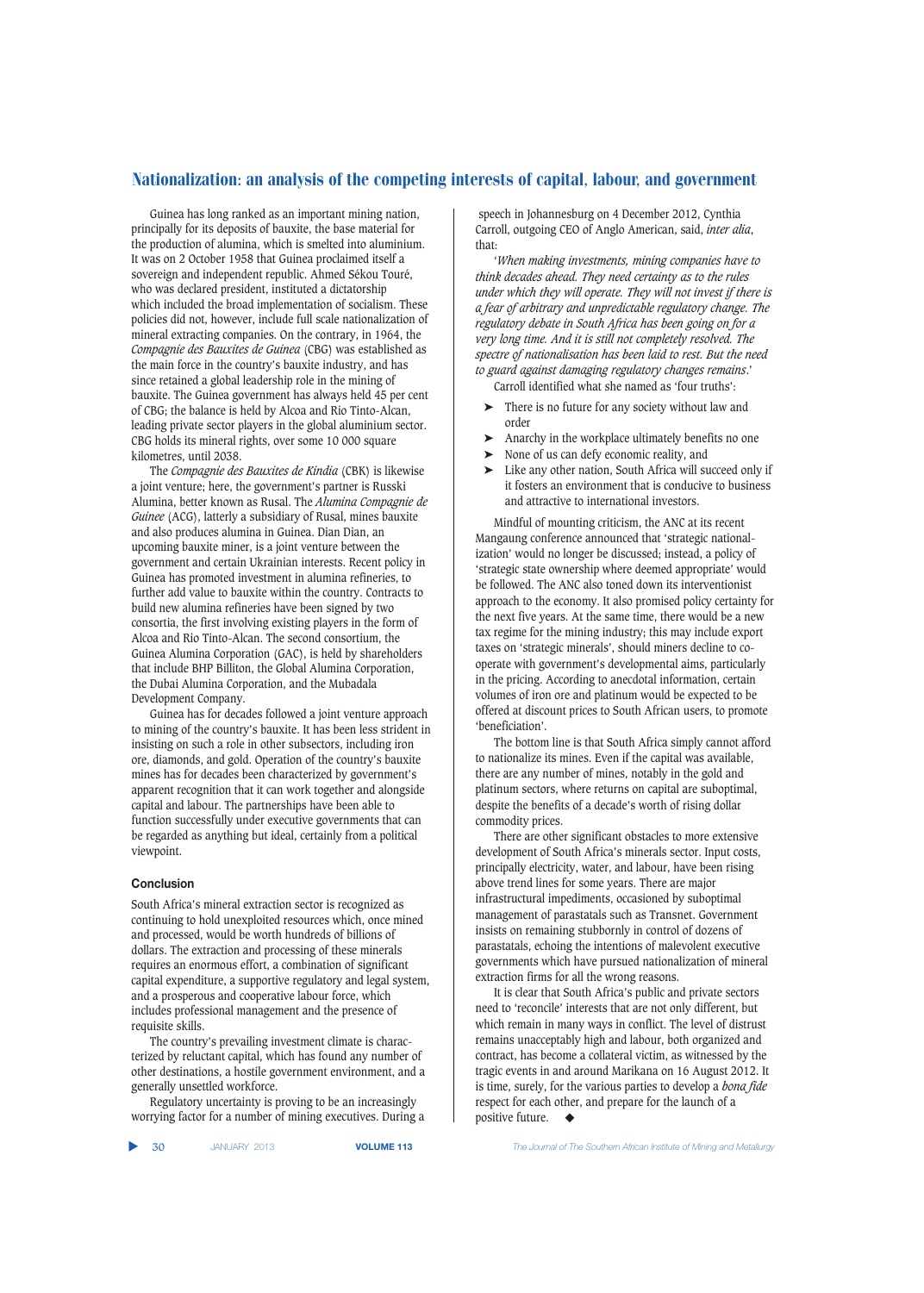Guinea has long ranked as an important mining nation, principally for its deposits of bauxite, the base material for the production of alumina, which is smelted into aluminium. It was on 2 October 1958 that Guinea proclaimed itself a sovereign and independent republic. Ahmed Sékou Touré, who was declared president, instituted a dictatorship which included the broad implementation of socialism. These policies did not, however, include full scale nationalization of mineral extracting companies. On the contrary, in 1964, the *Compagnie des Bauxites de Guinea* (CBG) was established as the main force in the country's bauxite industry, and has since retained a global leadership role in the mining of bauxite. The Guinea government has always held 45 per cent of CBG; the balance is held by Alcoa and Rio Tinto-Alcan, leading private sector players in the global aluminium sector. CBG holds its mineral rights, over some 10 000 square kilometres, until 2038.

The *Compagnie des Bauxites de Kindia* (CBK) is likewise a joint venture; here, the government's partner is Russki Alumina, better known as Rusal. The *Alumina Compagnie de Guinee* (ACG), latterly a subsidiary of Rusal, mines bauxite and also produces alumina in Guinea. Dian Dian, an upcoming bauxite miner, is a joint venture between the government and certain Ukrainian interests. Recent policy in Guinea has promoted investment in alumina refineries, to further add value to bauxite within the country. Contracts to build new alumina refineries have been signed by two consortia, the first involving existing players in the form of Alcoa and Rio Tinto-Alcan. The second consortium, the Guinea Alumina Corporation (GAC), is held by shareholders that include BHP Billiton, the Global Alumina Corporation, the Dubai Alumina Corporation, and the Mubadala Development Company.

Guinea has for decades followed a joint venture approach to mining of the country's bauxite. It has been less strident in insisting on such a role in other subsectors, including iron ore, diamonds, and gold. Operation of the country's bauxite mines has for decades been characterized by government's apparent recognition that it can work together and alongside capital and labour. The partnerships have been able to function successfully under executive governments that can be regarded as anything but ideal, certainly from a political viewpoint.

## Conclusion

South Africa's mineral extraction sector is recognized as continuing to hold unexploited resources which, once mined and processed, would be worth hundreds of billions of dollars. The extraction and processing of these minerals requires an enormous effort, a combination of significant capital expenditure, a supportive regulatory and legal system, and a prosperous and cooperative labour force, which includes professional management and the presence of requisite skills.

The country's prevailing investment climate is characterized by reluctant capital, which has found any number of other destinations, a hostile government environment, and a generally unsettled workforce.

Regulatory uncertainty is proving to be an increasingly worrying factor for a number of mining executives. During a speech in Johannesburg on 4 December 2012, Cynthia Carroll, outgoing CEO of Anglo American, said, *inter alia*, that:

'*When making investments, mining companies have to think decades ahead. They need certainty as to the rules under which they will operate. They will not invest if there is a fear of arbitrary and unpredictable regulatory change. The regulatory debate in South Africa has been going on for a very long time. And it is still not completely resolved. The spectre of nationalisation has been laid to rest. But the need to guard against damaging regulatory changes remains*.'

Carroll identified what she named as 'four truths':

- There is no future for any society without law and order
- Anarchy in the workplace ultimately benefits no one
- None of us can defy economic reality, and
- Like any other nation, South Africa will succeed only if it fosters an environment that is conducive to business and attractive to international investors.

Mindful of mounting criticism, the ANC at its recent Mangaung conference announced that 'strategic nationalization' would no longer be discussed; instead, a policy of 'strategic state ownership where deemed appropriate' would be followed. The ANC also toned down its interventionist approach to the economy. It also promised policy certainty for the next five years. At the same time, there would be a new tax regime for the mining industry; this may include export taxes on 'strategic minerals', should miners decline to co-operate with government's developmental aims, particularly in the pricing. According to anecdotal information, certain volumes of iron ore and platinum would be expected to be offered at discount prices to South African users, to promote 'beneficiation'.

The bottom line is that South Africa simply cannot afford to nationalize its mines. Even if the capital was available, there are any number of mines, notably in the gold and platinum sectors, where returns on capital are suboptimal, despite the benefits of a decade's worth of rising dollar commodity prices.

There are other significant obstacles to more extensive development of South Africa's minerals sector. Input costs, principally electricity, water, and labour, have been rising above trend lines for some years. There are major infrastructural impediments, occasioned by suboptimal management of parastatals such as Transnet. Government insists on remaining stubbornly in control of dozens of parastatals, echoing the intentions of malevolent executive governments which have pursued nationalization of mineral extraction firms for all the wrong reasons.

It is clear that South Africa's public and private sectors need to 'reconcile' interests that are not only different, but which remain in many ways in conflict. The level of distrust remains unacceptably high and labour, both organized and contract, has become a collateral victim, as witnessed by the tragic events in and around Marikana on 16 August 2012. It is time, surely, for the various parties to develop a *bona fide* respect for each other, and prepare for the launch of a positive future. ◆